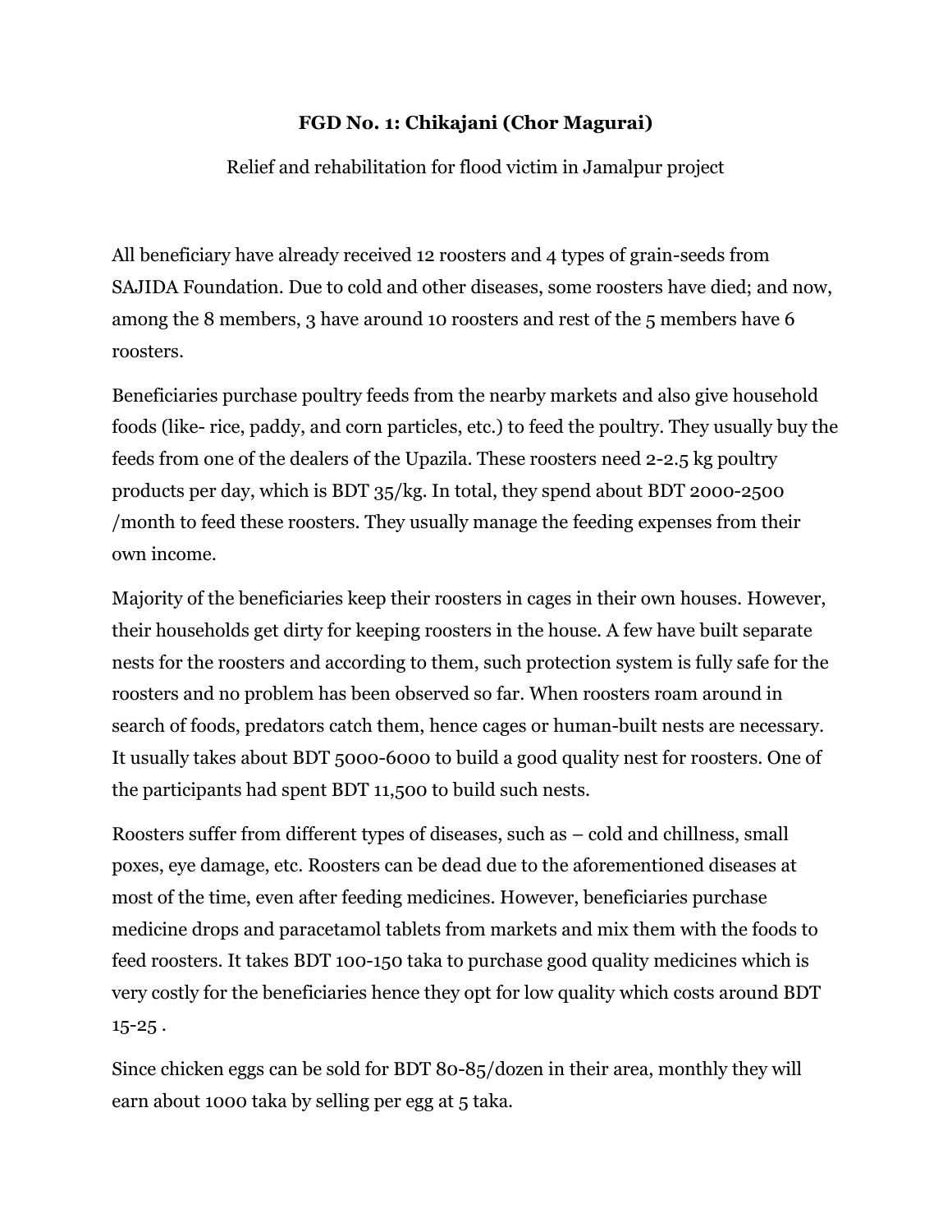**FGD No. 1: Chikajani (Chor Magurai)**

Relief and rehabilitation for flood victim in Jamalpur project

All beneficiary have already received 12 roosters and 4 types of grain-seeds from SAJIDA Foundation. Due to cold and other diseases, some roosters have died; and now, among the 8 members, 3 have around 10 roosters and rest of the 5 members have 6 roosters.

Beneficiaries purchase poultry feeds from the nearby markets and also give household foods (like- rice, paddy, and corn particles, etc.) to feed the poultry. They usually buy the feeds from one of the dealers of the Upazila. These roosters need 2-2.5 kg poultry products per day, which is BDT 35/kg. In total, they spend about BDT 2000-2500 /month to feed these roosters. They usually manage the feeding expenses from their own income.

Majority of the beneficiaries keep their roosters in cages in their own houses. However, their households get dirty for keeping roosters in the house. A few have built separate nests for the roosters and according to them, such protection system is fully safe for the roosters and no problem has been observed so far. When roosters roam around in search of foods, predators catch them, hence cages or human-built nests are necessary. It usually takes about BDT 5000-6000 to build a good quality nest for roosters. One of the participants had spent BDT 11,500 to build such nests.

Roosters suffer from different types of diseases, such as – cold and chillness, small poxes, eye damage, etc. Roosters can be dead due to the aforementioned diseases at most of the time, even after feeding medicines. However, beneficiaries purchase medicine drops and paracetamol tablets from markets and mix them with the foods to feed roosters. It takes BDT 100-150 taka to purchase good quality medicines which is very costly for the beneficiaries hence they opt for low quality which costs around BDT 15-25 .

Since chicken eggs can be sold for BDT 80-85/dozen in their area, monthly they will earn about 1000 taka by selling per egg at 5 taka.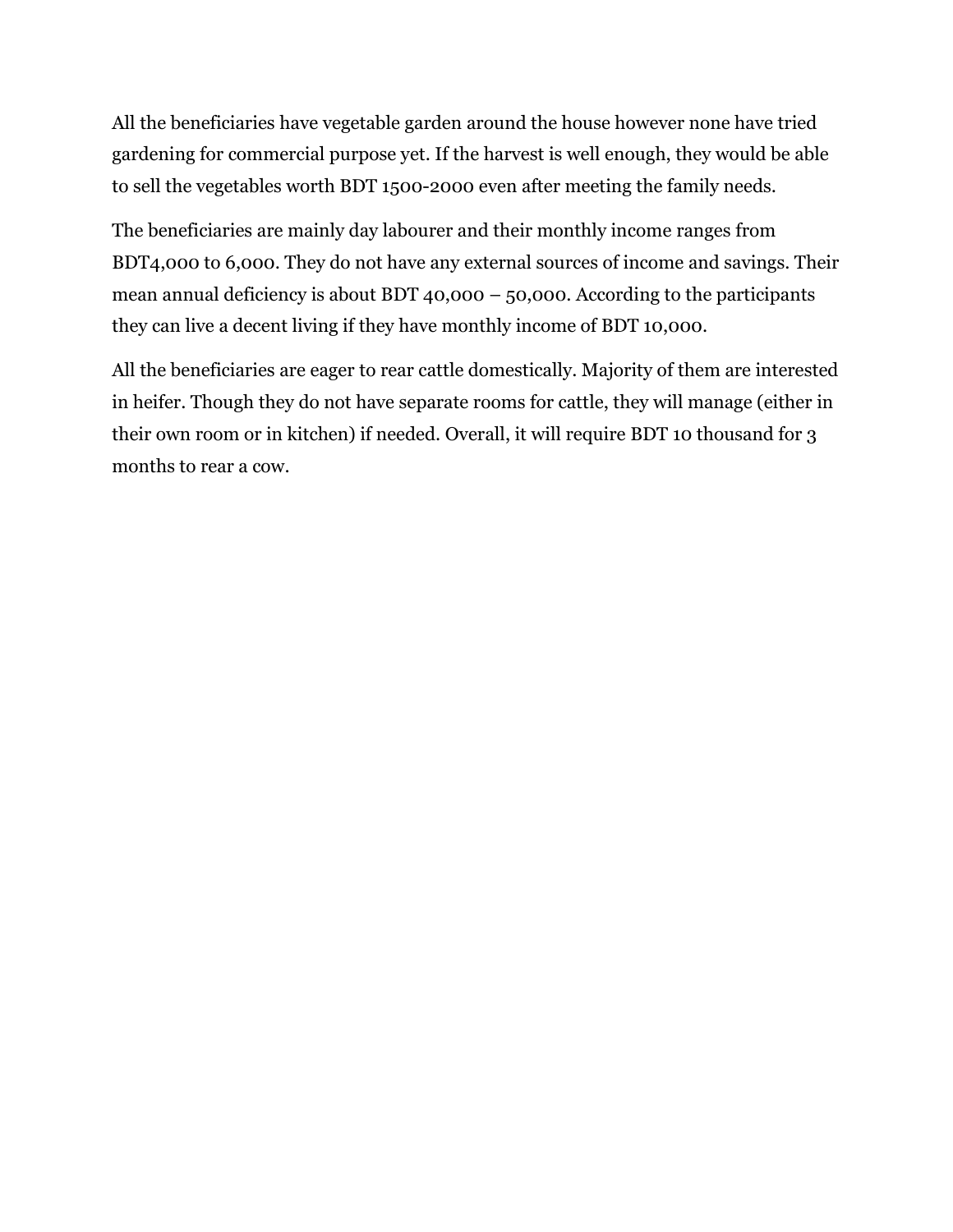All the beneficiaries have vegetable garden around the house however none have tried gardening for commercial purpose yet. If the harvest is well enough, they would be able to sell the vegetables worth BDT 1500-2000 even after meeting the family needs.

The beneficiaries are mainly day labourer and their monthly income ranges from BDT4,000 to 6,000. They do not have any external sources of income and savings. Their mean annual deficiency is about BDT 40,000 – 50,000. According to the participants they can live a decent living if they have monthly income of BDT 10,000.

All the beneficiaries are eager to rear cattle domestically. Majority of them are interested in heifer. Though they do not have separate rooms for cattle, they will manage (either in their own room or in kitchen) if needed. Overall, it will require BDT 10 thousand for 3 months to rear a cow.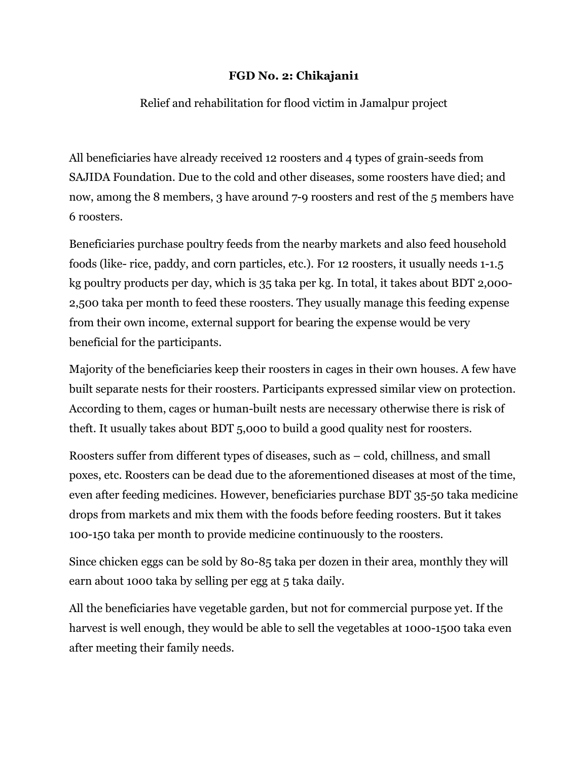**FGD No. 2: Chikajani1**

Relief and rehabilitation for flood victim in Jamalpur project

All beneficiaries have already received 12 roosters and 4 types of grain-seeds from SAJIDA Foundation. Due to the cold and other diseases, some roosters have died; and now, among the 8 members, 3 have around 7-9 roosters and rest of the 5 members have 6 roosters.

Beneficiaries purchase poultry feeds from the nearby markets and also feed household foods (like- rice, paddy, and corn particles, etc.). For 12 roosters, it usually needs 1-1.5 kg poultry products per day, which is 35 taka per kg. In total, it takes about BDT 2,000-2,500 taka per month to feed these roosters. They usually manage this feeding expense from their own income, external support for bearing the expense would be very beneficial for the participants.

Majority of the beneficiaries keep their roosters in cages in their own houses. A few have built separate nests for their roosters. Participants expressed similar view on protection. According to them, cages or human-built nests are necessary otherwise there is risk of theft. It usually takes about BDT 5,000 to build a good quality nest for roosters.

Roosters suffer from different types of diseases, such as – cold, chillness, and small poxes, etc. Roosters can be dead due to the aforementioned diseases at most of the time, even after feeding medicines. However, beneficiaries purchase BDT 35-50 taka medicine drops from markets and mix them with the foods before feeding roosters. But it takes 100-150 taka per month to provide medicine continuously to the roosters.

Since chicken eggs can be sold by 80-85 taka per dozen in their area, monthly they will earn about 1000 taka by selling per egg at 5 taka daily.

All the beneficiaries have vegetable garden, but not for commercial purpose yet. If the harvest is well enough, they would be able to sell the vegetables at 1000-1500 taka even after meeting their family needs.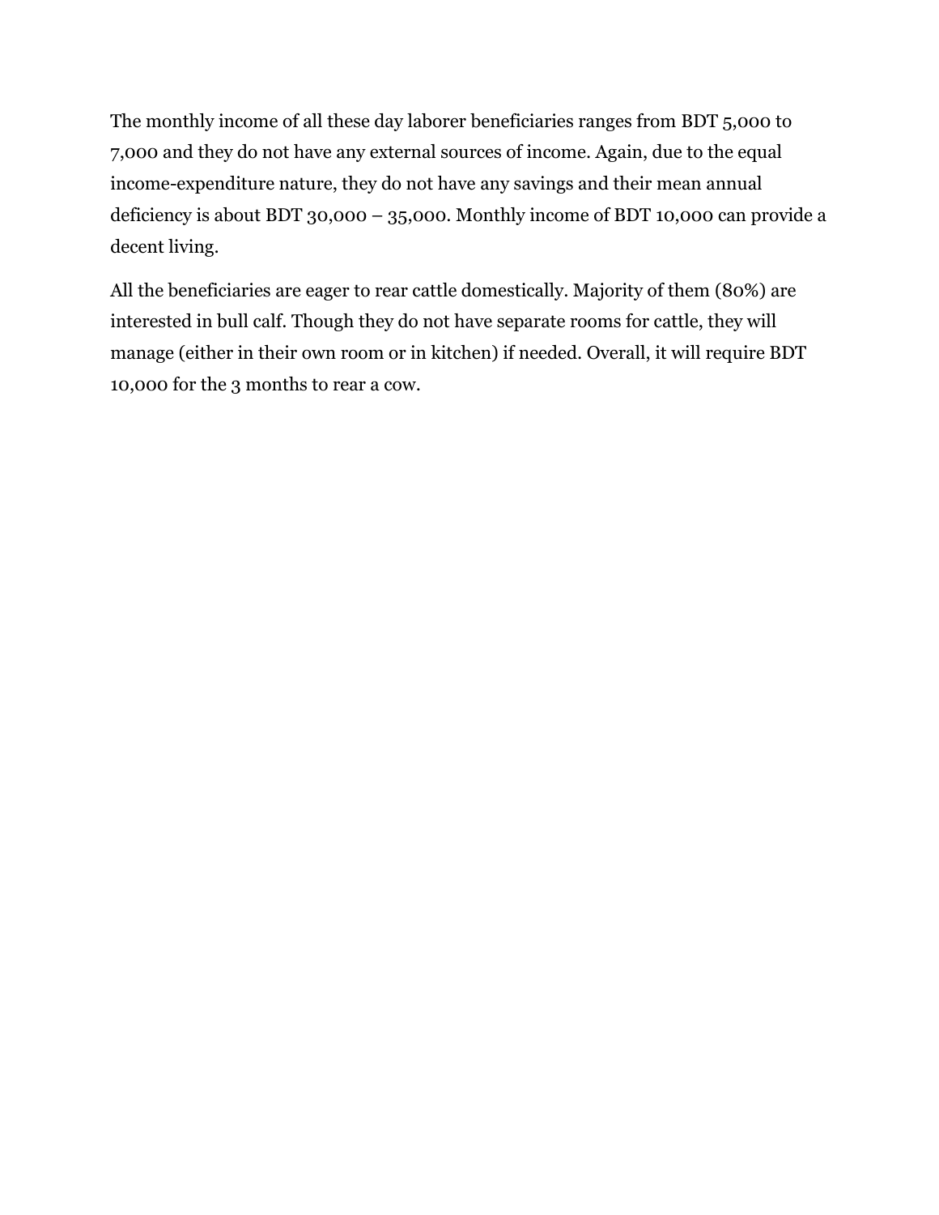The monthly income of all these day laborer beneficiaries ranges from BDT 5,000 to 7,000 and they do not have any external sources of income. Again, due to the equal income-expenditure nature, they do not have any savings and their mean annual deficiency is about BDT 30,000 – 35,000. Monthly income of BDT 10,000 can provide a decent living.

All the beneficiaries are eager to rear cattle domestically. Majority of them (80%) are interested in bull calf. Though they do not have separate rooms for cattle, they will manage (either in their own room or in kitchen) if needed. Overall, it will require BDT 10,000 for the 3 months to rear a cow.